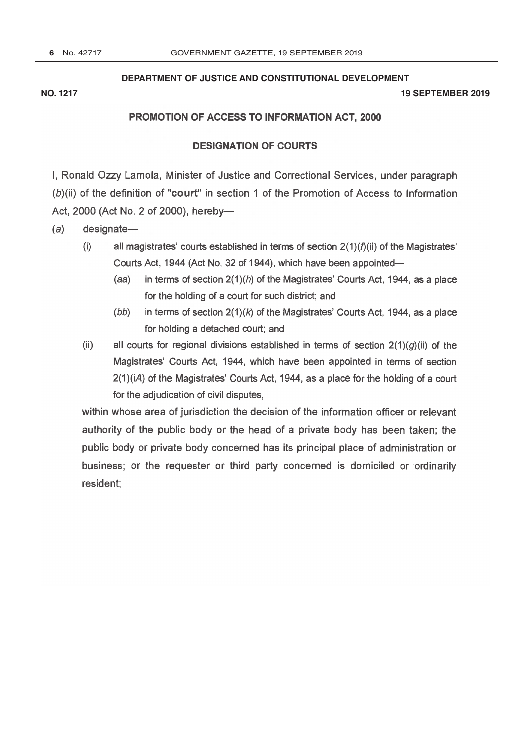**DEPARTMENT OF JUSTICE AND CONSTITUTIONAL DEVELOPMENT**

**NO. 1217** **19 SEPTEMBER 2019**

## PROMOTION OF ACCESS TO INFORMATION ACT, 2000

### DESIGNATION OF COURTS

I, Ronald Ozzy Lamola, Minister of Justice and Correctional Services, under paragraph (*b*)(ii) of the definition of "**court**" in section 1 of the Promotion of Access to Information Act, 2000 (Act No. 2 of 2000), hereby—

(*a*) designate—

(i) all magistrates' courts established in terms of section 2(1)(*f*)(ii) of the Magistrates' Courts Act, 1944 (Act No. 32 of 1944), which have been appointed—

(*aa*) in terms of section 2(1)(*h*) of the Magistrates' Courts Act, 1944, as a place for the holding of a court for such district; and

(*bb*) in terms of section 2(1)(*k*) of the Magistrates' Courts Act, 1944, as a place for holding a detached court; and

(ii) all courts for regional divisions established in terms of section 2(1)(*g*)(ii) of the Magistrates' Courts Act, 1944, which have been appointed in terms of section 2(1)(i*A*) of the Magistrates' Courts Act, 1944, as a place for the holding of a court for the adjudication of civil disputes,

within whose area of jurisdiction the decision of the information officer or relevant authority of the public body or the head of a private body has been taken; the public body or private body concerned has its principal place of administration or business; or the requester or third party concerned is domiciled or ordinarily resident;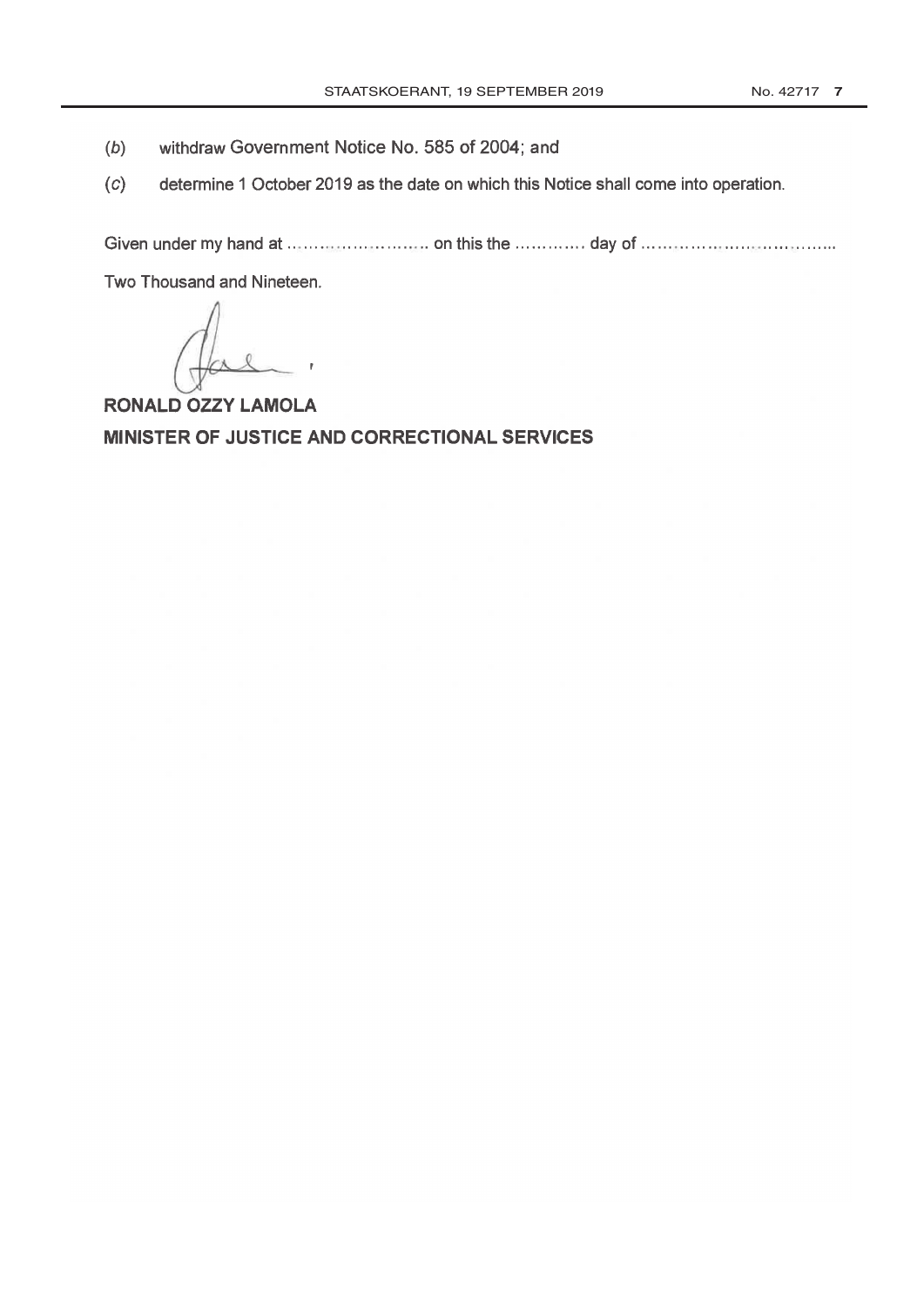(*b*) withdraw Government Notice No. 585 of 2004; and

(*c*) determine 1 October 2019 as the date on which this Notice shall come into operation.

Given under my hand at …………………….. on this the …………. day of ………………………………..

Two Thousand and Nineteen.

**RONALD OZZY LAMOLA**

**MINISTER OF JUSTICE AND CORRECTIONAL SERVICES**